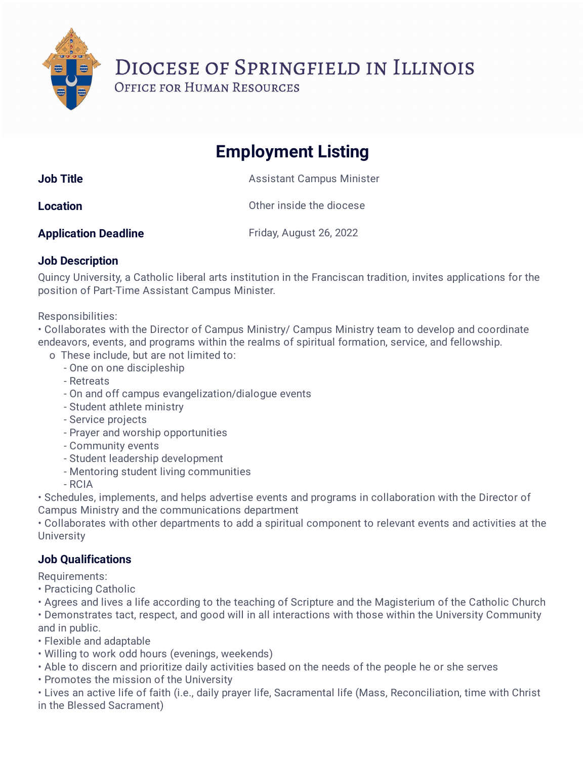# Diocese of Springfield in Illinois

## Office for Human Resources

# Employment Listing

| | |
|---|---|
| **Job Title** | Assistant Campus Minister |
| **Location** | Other inside the diocese |
| **Application Deadline** | Friday, August 26, 2022 |

### Job Description

Quincy University, a Catholic liberal arts institution in the Franciscan tradition, invites applications for the position of Part-Time Assistant Campus Minister.

Responsibilities:

- Collaborates with the Director of Campus Ministry/ Campus Ministry team to develop and coordinate endeavors, events, and programs within the realms of spiritual formation, service, and fellowship.
  - These include, but are not limited to:
    - One on one discipleship
    - Retreats
    - On and off campus evangelization/dialogue events
    - Student athlete ministry
    - Service projects
    - Prayer and worship opportunities
    - Community events
    - Student leadership development
    - Mentoring student living communities
    - RCIA
- Schedules, implements, and helps advertise events and programs in collaboration with the Director of Campus Ministry and the communications department
- Collaborates with other departments to add a spiritual component to relevant events and activities at the University

### Job Qualifications

Requirements:

- Practicing Catholic
- Agrees and lives a life according to the teaching of Scripture and the Magisterium of the Catholic Church
- Demonstrates tact, respect, and good will in all interactions with those within the University Community and in public.
- Flexible and adaptable
- Willing to work odd hours (evenings, weekends)
- Able to discern and prioritize daily activities based on the needs of the people he or she serves
- Promotes the mission of the University
- Lives an active life of faith (i.e., daily prayer life, Sacramental life (Mass, Reconciliation, time with Christ in the Blessed Sacrament)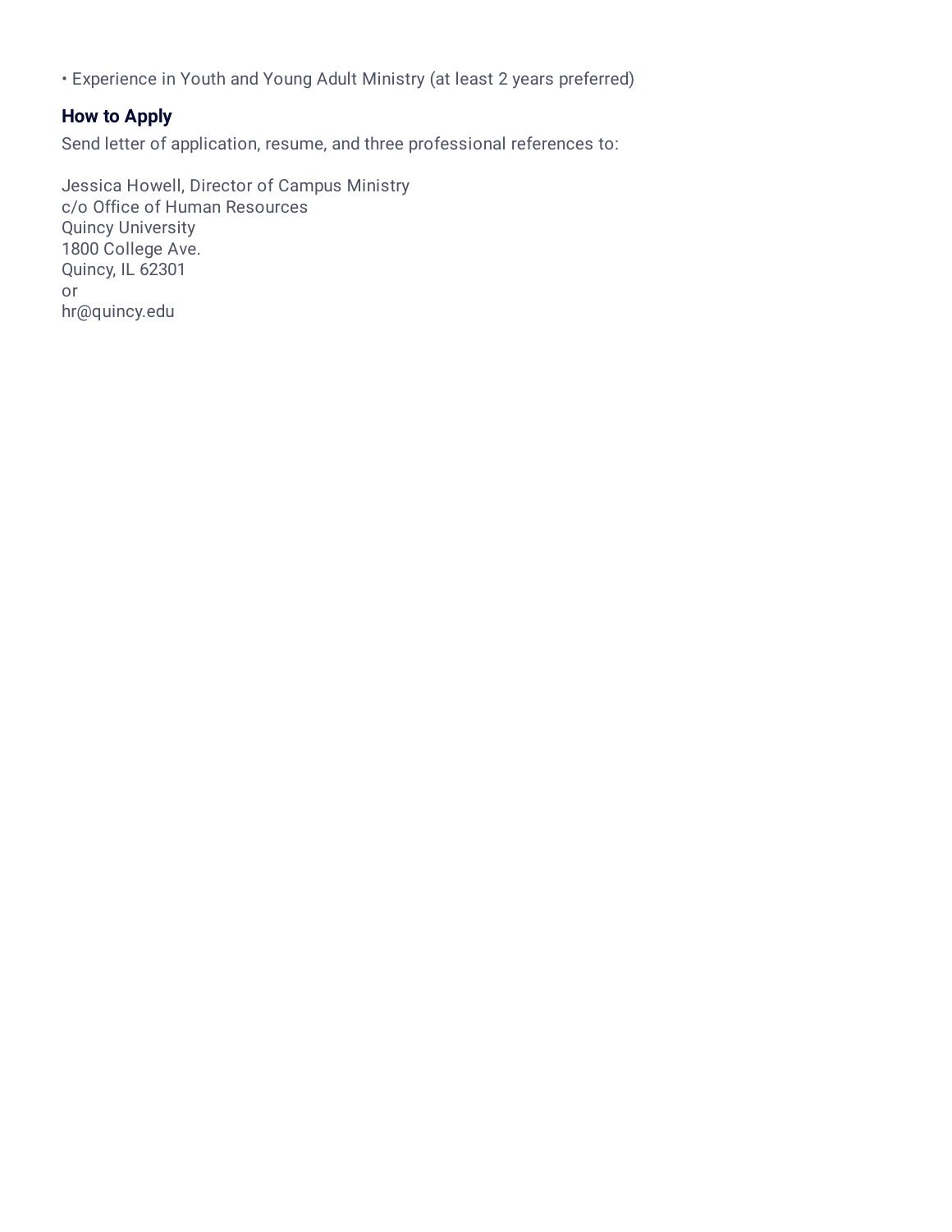- Experience in Youth and Young Adult Ministry (at least 2 years preferred)

### How to Apply

Send letter of application, resume, and three professional references to:

Jessica Howell, Director of Campus Ministry
c/o Office of Human Resources
Quincy University
1800 College Ave.
Quincy, IL 62301
or
hr@quincy.edu